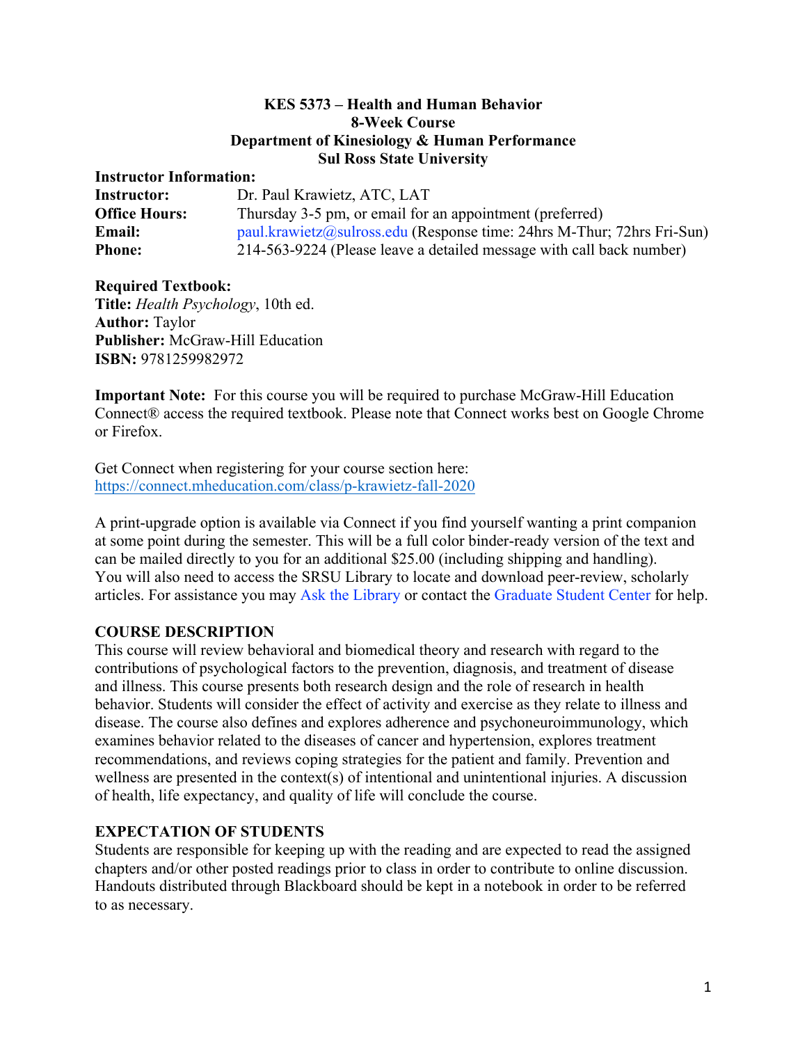**KES 5373 – Health and Human Behavior**
**8-Week Course**
**Department of Kinesiology & Human Performance**
**Sul Ross State University**

**Instructor Information:**

**Instructor:** Dr. Paul Krawietz, ATC, LAT
**Office Hours:** Thursday 3-5 pm, or email for an appointment (preferred)
**Email:** paul.krawietz@sulross.edu (Response time: 24hrs M-Thur; 72hrs Fri-Sun)
**Phone:** 214-563-9224 (Please leave a detailed message with call back number)

**Required Textbook:**
**Title:** *Health Psychology*, 10th ed.
**Author:** Taylor
**Publisher:** McGraw-Hill Education
**ISBN:** 9781259982972

**Important Note:** For this course you will be required to purchase McGraw-Hill Education Connect® access the required textbook. Please note that Connect works best on Google Chrome or Firefox.

Get Connect when registering for your course section here:
https://connect.mheducation.com/class/p-krawietz-fall-2020

A print-upgrade option is available via Connect if you find yourself wanting a print companion at some point during the semester. This will be a full color binder-ready version of the text and can be mailed directly to you for an additional $25.00 (including shipping and handling). You will also need to access the SRSU Library to locate and download peer-review, scholarly articles. For assistance you may Ask the Library or contact the Graduate Student Center for help.

## COURSE DESCRIPTION

This course will review behavioral and biomedical theory and research with regard to the contributions of psychological factors to the prevention, diagnosis, and treatment of disease and illness. This course presents both research design and the role of research in health behavior. Students will consider the effect of activity and exercise as they relate to illness and disease. The course also defines and explores adherence and psychoneuroimmunology, which examines behavior related to the diseases of cancer and hypertension, explores treatment recommendations, and reviews coping strategies for the patient and family. Prevention and wellness are presented in the context(s) of intentional and unintentional injuries. A discussion of health, life expectancy, and quality of life will conclude the course.

## EXPECTATION OF STUDENTS

Students are responsible for keeping up with the reading and are expected to read the assigned chapters and/or other posted readings prior to class in order to contribute to online discussion. Handouts distributed through Blackboard should be kept in a notebook in order to be referred to as necessary.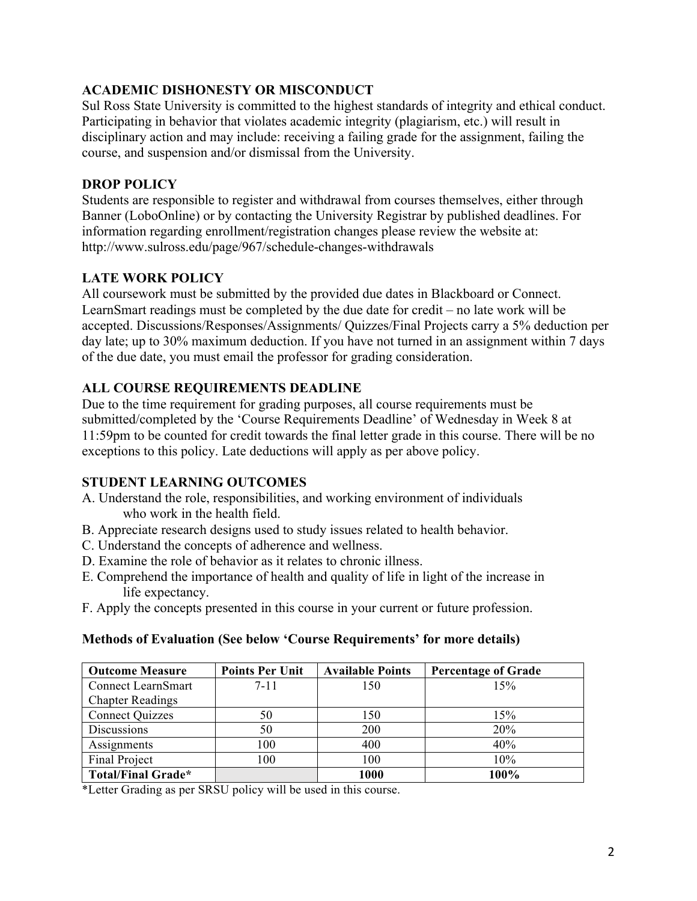## ACADEMIC DISHONESTY OR MISCONDUCT

Sul Ross State University is committed to the highest standards of integrity and ethical conduct. Participating in behavior that violates academic integrity (plagiarism, etc.) will result in disciplinary action and may include: receiving a failing grade for the assignment, failing the course, and suspension and/or dismissal from the University.

## DROP POLICY

Students are responsible to register and withdrawal from courses themselves, either through Banner (LoboOnline) or by contacting the University Registrar by published deadlines. For information regarding enrollment/registration changes please review the website at: http://www.sulross.edu/page/967/schedule-changes-withdrawals

## LATE WORK POLICY

All coursework must be submitted by the provided due dates in Blackboard or Connect. LearnSmart readings must be completed by the due date for credit – no late work will be accepted. Discussions/Responses/Assignments/ Quizzes/Final Projects carry a 5% deduction per day late; up to 30% maximum deduction. If you have not turned in an assignment within 7 days of the due date, you must email the professor for grading consideration.

## ALL COURSE REQUIREMENTS DEADLINE

Due to the time requirement for grading purposes, all course requirements must be submitted/completed by the 'Course Requirements Deadline' of Wednesday in Week 8 at 11:59pm to be counted for credit towards the final letter grade in this course. There will be no exceptions to this policy. Late deductions will apply as per above policy.

## STUDENT LEARNING OUTCOMES

A. Understand the role, responsibilities, and working environment of individuals who work in the health field.
B. Appreciate research designs used to study issues related to health behavior.
C. Understand the concepts of adherence and wellness.
D. Examine the role of behavior as it relates to chronic illness.
E. Comprehend the importance of health and quality of life in light of the increase in life expectancy.
F. Apply the concepts presented in this course in your current or future profession.

### Methods of Evaluation (See below 'Course Requirements' for more details)

| Outcome Measure | Points Per Unit | Available Points | Percentage of Grade |
|---|---|---|---|
| Connect LearnSmart Chapter Readings | 7-11 | 150 | 15% |
| Connect Quizzes | 50 | 150 | 15% |
| Discussions | 50 | 200 | 20% |
| Assignments | 100 | 400 | 40% |
| Final Project | 100 | 100 | 10% |
| **Total/Final Grade*** | | **1000** | **100%** |

*Letter Grading as per SRSU policy will be used in this course.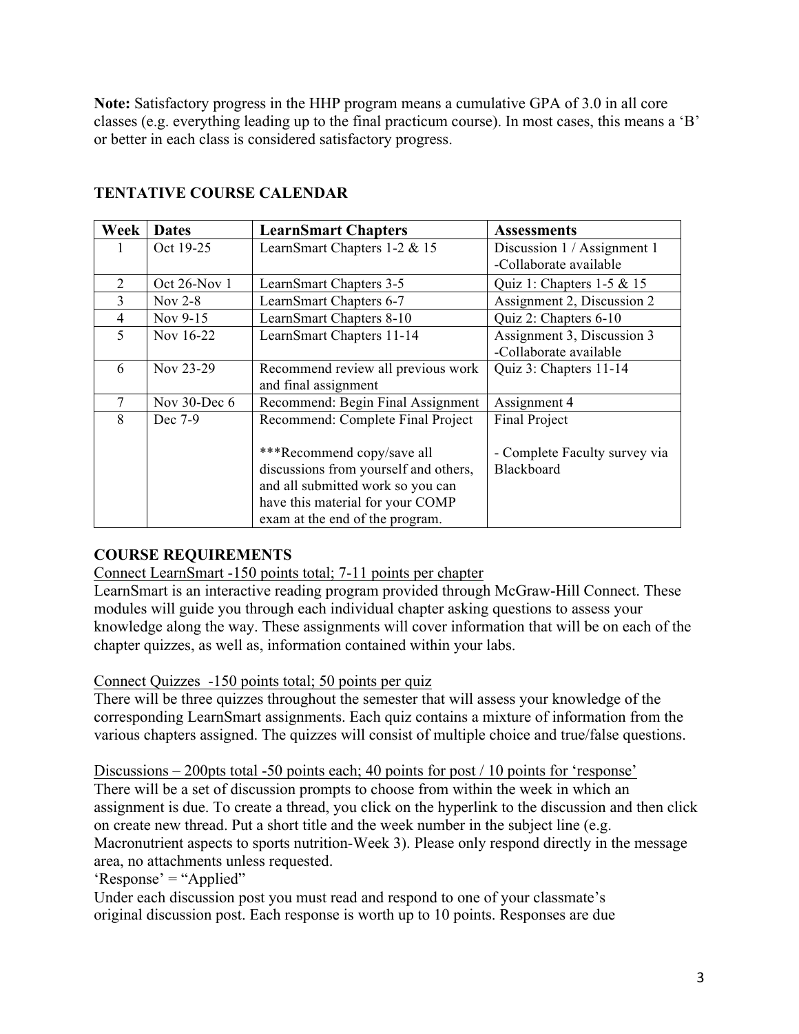**Note:** Satisfactory progress in the HHP program means a cumulative GPA of 3.0 in all core classes (e.g. everything leading up to the final practicum course). In most cases, this means a 'B' or better in each class is considered satisfactory progress.

**TENTATIVE COURSE CALENDAR**

| Week | Dates | LearnSmart Chapters | Assessments |
|---|---|---|---|
| 1 | Oct 19-25 | LearnSmart Chapters 1-2 & 15 | Discussion 1 / Assignment 1 -Collaborate available |
| 2 | Oct 26-Nov 1 | LearnSmart Chapters 3-5 | Quiz 1: Chapters 1-5 & 15 |
| 3 | Nov 2-8 | LearnSmart Chapters 6-7 | Assignment 2, Discussion 2 |
| 4 | Nov 9-15 | LearnSmart Chapters 8-10 | Quiz 2: Chapters 6-10 |
| 5 | Nov 16-22 | LearnSmart Chapters 11-14 | Assignment 3, Discussion 3 -Collaborate available |
| 6 | Nov 23-29 | Recommend review all previous work and final assignment | Quiz 3: Chapters 11-14 |
| 7 | Nov 30-Dec 6 | Recommend: Begin Final Assignment | Assignment 4 |
| 8 | Dec 7-9 | Recommend: Complete Final Project<br><br>***Recommend copy/save all discussions from yourself and others, and all submitted work so you can have this material for your COMP exam at the end of the program. | Final Project<br><br>- Complete Faculty survey via Blackboard |

**COURSE REQUIREMENTS**

Connect LearnSmart -150 points total; 7-11 points per chapter

LearnSmart is an interactive reading program provided through McGraw-Hill Connect. These modules will guide you through each individual chapter asking questions to assess your knowledge along the way. These assignments will cover information that will be on each of the chapter quizzes, as well as, information contained within your labs.

Connect Quizzes -150 points total; 50 points per quiz

There will be three quizzes throughout the semester that will assess your knowledge of the corresponding LearnSmart assignments. Each quiz contains a mixture of information from the various chapters assigned. The quizzes will consist of multiple choice and true/false questions.

Discussions – 200pts total -50 points each; 40 points for post / 10 points for 'response'

There will be a set of discussion prompts to choose from within the week in which an assignment is due. To create a thread, you click on the hyperlink to the discussion and then click on create new thread. Put a short title and the week number in the subject line (e.g. Macronutrient aspects to sports nutrition-Week 3). Please only respond directly in the message area, no attachments unless requested.

'Response' = "Applied"

Under each discussion post you must read and respond to one of your classmate's original discussion post. Each response is worth up to 10 points. Responses are due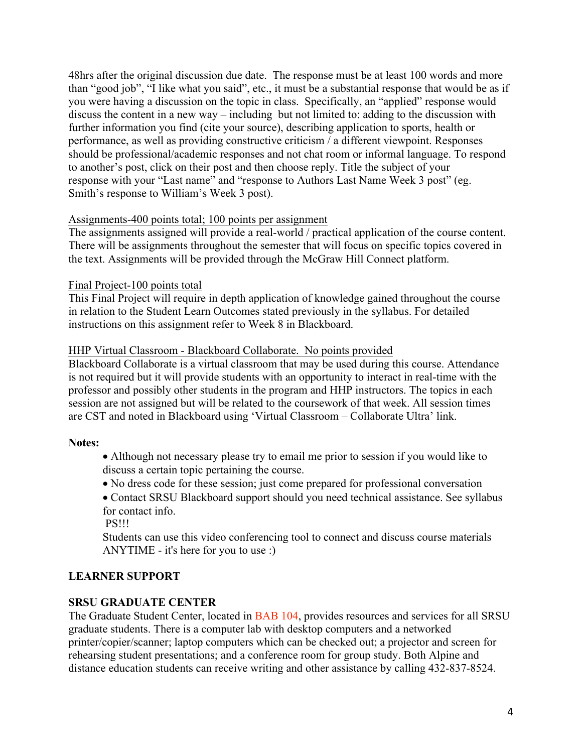48hrs after the original discussion due date. The response must be at least 100 words and more than "good job", "I like what you said", etc., it must be a substantial response that would be as if you were having a discussion on the topic in class. Specifically, an "applied" response would discuss the content in a new way – including but not limited to: adding to the discussion with further information you find (cite your source), describing application to sports, health or performance, as well as providing constructive criticism / a different viewpoint. Responses should be professional/academic responses and not chat room or informal language. To respond to another's post, click on their post and then choose reply. Title the subject of your response with your "Last name" and "response to Authors Last Name Week 3 post" (eg. Smith's response to William's Week 3 post).

Assignments-400 points total; 100 points per assignment

The assignments assigned will provide a real-world / practical application of the course content. There will be assignments throughout the semester that will focus on specific topics covered in the text. Assignments will be provided through the McGraw Hill Connect platform.

Final Project-100 points total

This Final Project will require in depth application of knowledge gained throughout the course in relation to the Student Learn Outcomes stated previously in the syllabus. For detailed instructions on this assignment refer to Week 8 in Blackboard.

HHP Virtual Classroom - Blackboard Collaborate. No points provided

Blackboard Collaborate is a virtual classroom that may be used during this course. Attendance is not required but it will provide students with an opportunity to interact in real-time with the professor and possibly other students in the program and HHP instructors. The topics in each session are not assigned but will be related to the coursework of that week. All session times are CST and noted in Blackboard using 'Virtual Classroom – Collaborate Ultra' link.

**Notes:**

- Although not necessary please try to email me prior to session if you would like to discuss a certain topic pertaining the course.
- No dress code for these session; just come prepared for professional conversation
- Contact SRSU Blackboard support should you need technical assistance. See syllabus for contact info.

  PS!!!

  Students can use this video conferencing tool to connect and discuss course materials ANYTIME - it's here for you to use :)

**LEARNER SUPPORT**

**SRSU GRADUATE CENTER**

The Graduate Student Center, located in BAB 104, provides resources and services for all SRSU graduate students. There is a computer lab with desktop computers and a networked printer/copier/scanner; laptop computers which can be checked out; a projector and screen for rehearsing student presentations; and a conference room for group study. Both Alpine and distance education students can receive writing and other assistance by calling 432-837-8524.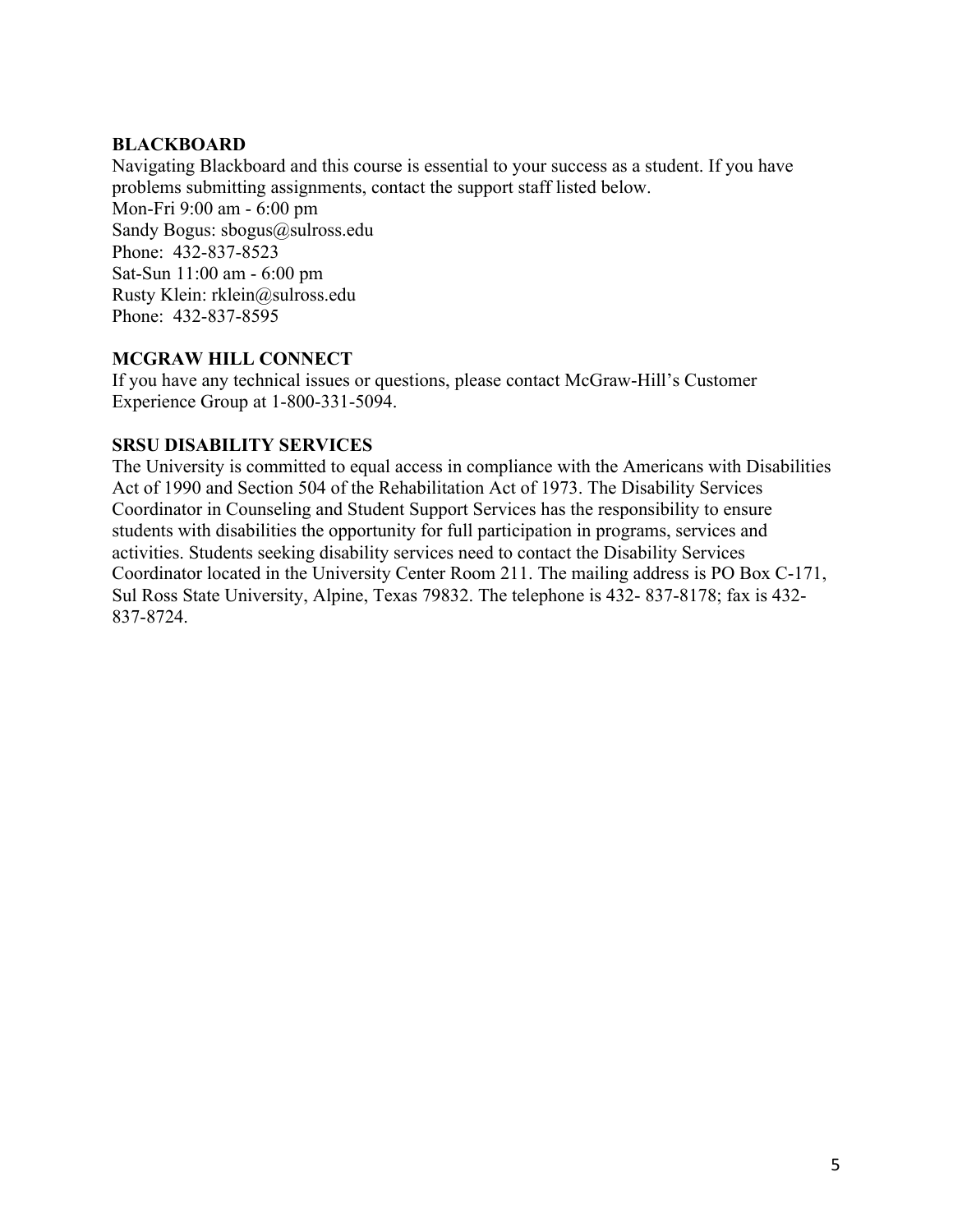**BLACKBOARD**

Navigating Blackboard and this course is essential to your success as a student. If you have problems submitting assignments, contact the support staff listed below.

Mon-Fri 9:00 am - 6:00 pm
Sandy Bogus: sbogus@sulross.edu
Phone: 432-837-8523
Sat-Sun 11:00 am - 6:00 pm
Rusty Klein: rklein@sulross.edu
Phone: 432-837-8595

**MCGRAW HILL CONNECT**

If you have any technical issues or questions, please contact McGraw-Hill's Customer Experience Group at 1-800-331-5094.

**SRSU DISABILITY SERVICES**

The University is committed to equal access in compliance with the Americans with Disabilities Act of 1990 and Section 504 of the Rehabilitation Act of 1973. The Disability Services Coordinator in Counseling and Student Support Services has the responsibility to ensure students with disabilities the opportunity for full participation in programs, services and activities. Students seeking disability services need to contact the Disability Services Coordinator located in the University Center Room 211. The mailing address is PO Box C-171, Sul Ross State University, Alpine, Texas 79832. The telephone is 432- 837-8178; fax is 432-837-8724.